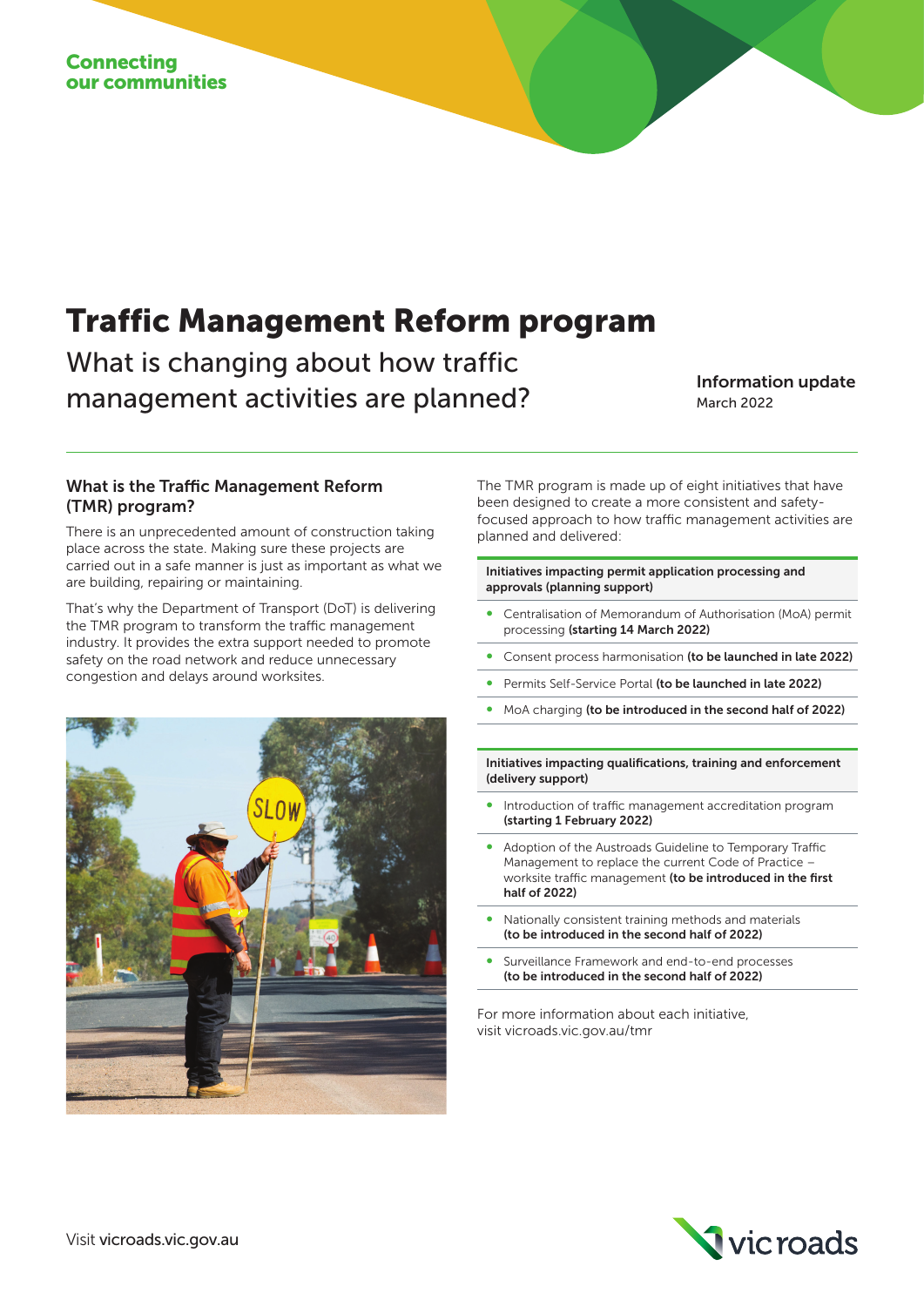Connecting
our communities

# Traffic Management Reform program

## What is changing about how traffic management activities are planned?

**Information update**
March 2022

### What is the Traffic Management Reform (TMR) program?

There is an unprecedented amount of construction taking place across the state. Making sure these projects are carried out in a safe manner is just as important as what we are building, repairing or maintaining.

That's why the Department of Transport (DoT) is delivering the TMR program to transform the traffic management industry. It provides the extra support needed to promote safety on the road network and reduce unnecessary congestion and delays around worksites.

The TMR program is made up of eight initiatives that have been designed to create a more consistent and safety-focused approach to how traffic management activities are planned and delivered:

**Initiatives impacting permit application processing and approvals (planning support)**

- Centralisation of Memorandum of Authorisation (MoA) permit processing **(starting 14 March 2022)**
- Consent process harmonisation **(to be launched in late 2022)**
- Permits Self-Service Portal **(to be launched in late 2022)**
- MoA charging **(to be introduced in the second half of 2022)**

**Initiatives impacting qualifications, training and enforcement (delivery support)**

- Introduction of traffic management accreditation program **(starting 1 February 2022)**
- Adoption of the Austroads Guideline to Temporary Traffic Management to replace the current Code of Practice – worksite traffic management **(to be introduced in the first half of 2022)**
- Nationally consistent training methods and materials **(to be introduced in the second half of 2022)**
- Surveillance Framework and end-to-end processes **(to be introduced in the second half of 2022)**

For more information about each initiative, visit vicroads.vic.gov.au/tmr

Visit **vicroads.vic.gov.au**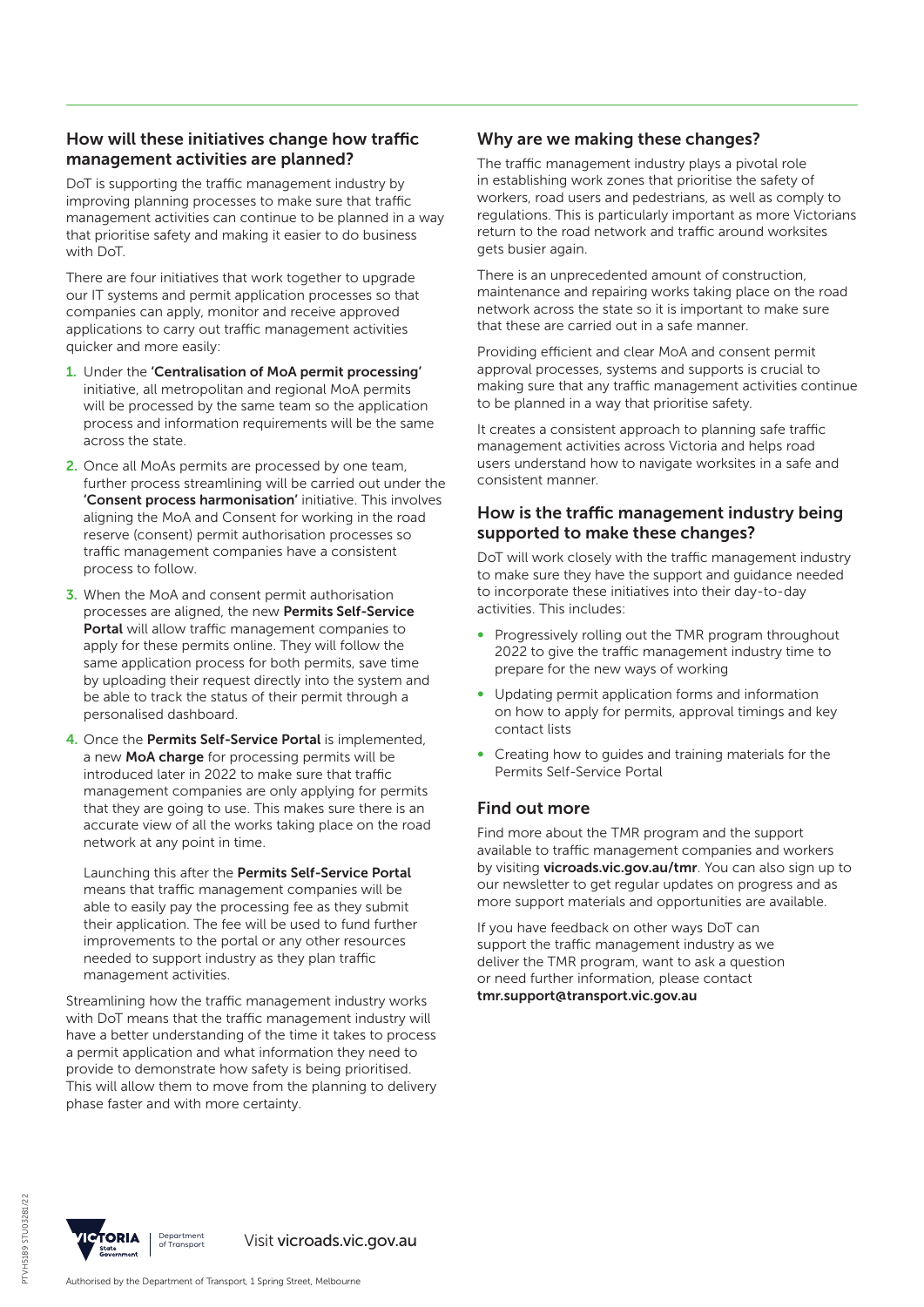## How will these initiatives change how traffic management activities are planned?

DoT is supporting the traffic management industry by improving planning processes to make sure that traffic management activities can continue to be planned in a way that prioritise safety and making it easier to do business with DoT.

There are four initiatives that work together to upgrade our IT systems and permit application processes so that companies can apply, monitor and receive approved applications to carry out traffic management activities quicker and more easily:

1. Under the **'Centralisation of MoA permit processing'** initiative, all metropolitan and regional MoA permits will be processed by the same team so the application process and information requirements will be the same across the state.
2. Once all MoAs permits are processed by one team, further process streamlining will be carried out under the **'Consent process harmonisation'** initiative. This involves aligning the MoA and Consent for working in the road reserve (consent) permit authorisation processes so traffic management companies have a consistent process to follow.
3. When the MoA and consent permit authorisation processes are aligned, the new **Permits Self-Service Portal** will allow traffic management companies to apply for these permits online. They will follow the same application process for both permits, save time by uploading their request directly into the system and be able to track the status of their permit through a personalised dashboard.
4. Once the **Permits Self-Service Portal** is implemented, a new **MoA charge** for processing permits will be introduced later in 2022 to make sure that traffic management companies are only applying for permits that they are going to use. This makes sure there is an accurate view of all the works taking place on the road network at any point in time.

   Launching this after the **Permits Self-Service Portal** means that traffic management companies will be able to easily pay the processing fee as they submit their application. The fee will be used to fund further improvements to the portal or any other resources needed to support industry as they plan traffic management activities.

Streamlining how the traffic management industry works with DoT means that the traffic management industry will have a better understanding of the time it takes to process a permit application and what information they need to provide to demonstrate how safety is being prioritised. This will allow them to move from the planning to delivery phase faster and with more certainty.

## Why are we making these changes?

The traffic management industry plays a pivotal role in establishing work zones that prioritise the safety of workers, road users and pedestrians, as well as comply to regulations. This is particularly important as more Victorians return to the road network and traffic around worksites gets busier again.

There is an unprecedented amount of construction, maintenance and repairing works taking place on the road network across the state so it is important to make sure that these are carried out in a safe manner.

Providing efficient and clear MoA and consent permit approval processes, systems and supports is crucial to making sure that any traffic management activities continue to be planned in a way that prioritise safety.

It creates a consistent approach to planning safe traffic management activities across Victoria and helps road users understand how to navigate worksites in a safe and consistent manner.

## How is the traffic management industry being supported to make these changes?

DoT will work closely with the traffic management industry to make sure they have the support and guidance needed to incorporate these initiatives into their day-to-day activities. This includes:

- Progressively rolling out the TMR program throughout 2022 to give the traffic management industry time to prepare for the new ways of working
- Updating permit application forms and information on how to apply for permits, approval timings and key contact lists
- Creating how to guides and training materials for the Permits Self-Service Portal

## Find out more

Find more about the TMR program and the support available to traffic management companies and workers by visiting **vicroads.vic.gov.au/tmr**. You can also sign up to our newsletter to get regular updates on progress and as more support materials and opportunities are available.

If you have feedback on other ways DoT can support the traffic management industry as we deliver the TMR program, want to ask a question or need further information, please contact **tmr.support@transport.vic.gov.au**

Visit **vicroads.vic.gov.au**

Authorised by the Department of Transport, 1 Spring Street, Melbourne

PTVH5189 STU03281/22